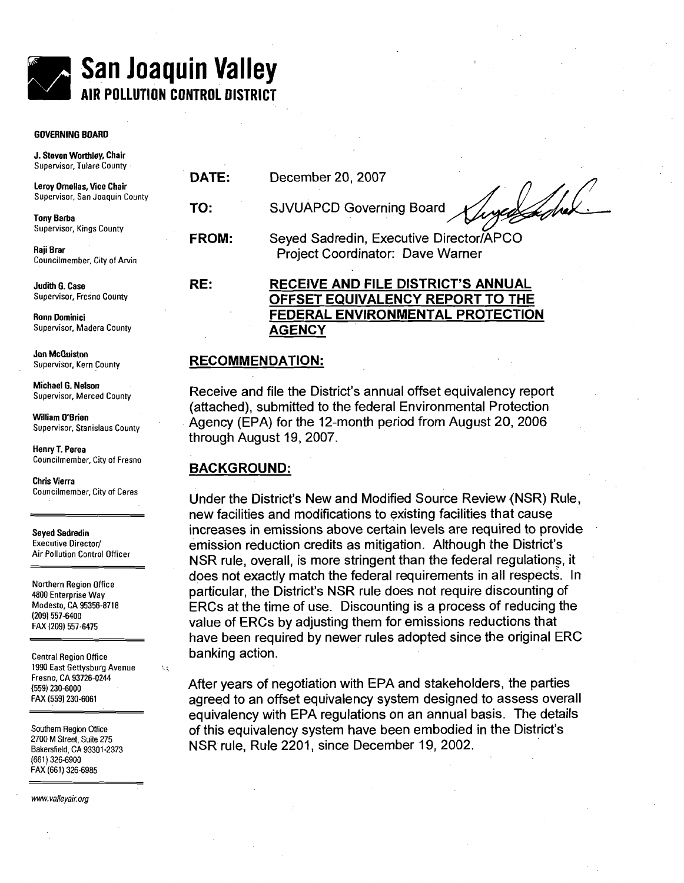# San Joaquin Valley

**AIR POLLUTION CONTROL DISTRICT**

**GOVERNING BOARD**

**J. Steven Worthley, Chair**
Supervisor, Tulare County

**Leroy Ornellas, Vice Chair**
Supervisor, San Joaquin County

**Tony Barba**
Supervisor, Kings County

**Raji Brar**
Councilmember, City of Arvin

**Judith G. Case**
Supervisor, Fresno County

**Ronn Dominici**
Supervisor, Madera County

**Jon McQuiston**
Supervisor, Kern County

**Michael G. Nelson**
Supervisor, Merced County

**William O'Brien**
Supervisor, Stanislaus County

**Henry T. Perea**
Councilmember, City of Fresno

**Chris Vierra**
Councilmember, City of Ceres

**Seyed Sadredin**
Executive Director/
Air Pollution Control Officer

Northern Region Office
4800 Enterprise Way
Modesto, CA 95356-8718
(209) 557-6400
FAX (209) 557-6475

Central Region Office
1990 East Gettysburg Avenue
Fresno, CA 93726-0244
(559) 230-6000
FAX (559) 230-6061

Southern Region Office
2700 M Street, Suite 275
Bakersfield, CA 93301-2373
(661) 326-6900
FAX (661) 326-6985

www.valleyair.org

**DATE:** December 20, 2007

**TO:** SJVUAPCD Governing Board

**FROM:** Seyed Sadredin, Executive Director/APCO
Project Coordinator: Dave Warner

**RE:** **RECEIVE AND FILE DISTRICT'S ANNUAL OFFSET EQUIVALENCY REPORT TO THE FEDERAL ENVIRONMENTAL PROTECTION AGENCY**

## RECOMMENDATION:

Receive and file the District's annual offset equivalency report (attached), submitted to the federal Environmental Protection Agency (EPA) for the 12-month period from August 20, 2006 through August 19, 2007.

## BACKGROUND:

Under the District's New and Modified Source Review (NSR) Rule, new facilities and modifications to existing facilities that cause increases in emissions above certain levels are required to provide emission reduction credits as mitigation. Although the District's NSR rule, overall, is more stringent than the federal regulations, it does not exactly match the federal requirements in all respects. In particular, the District's NSR rule does not require discounting of ERCs at the time of use. Discounting is a process of reducing the value of ERCs by adjusting them for emissions reductions that have been required by newer rules adopted since the original ERC banking action.

After years of negotiation with EPA and stakeholders, the parties agreed to an offset equivalency system designed to assess overall equivalency with EPA regulations on an annual basis. The details of this equivalency system have been embodied in the District's NSR rule, Rule 2201, since December 19, 2002.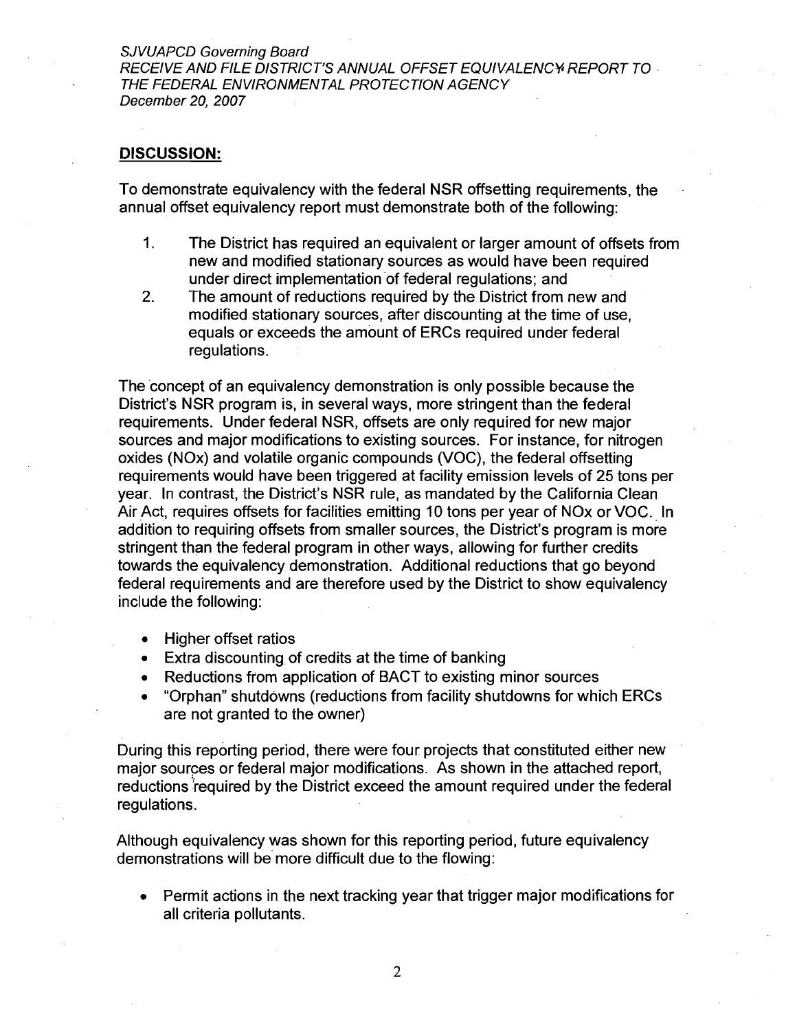## DISCUSSION:

To demonstrate equivalency with the federal NSR offsetting requirements, the annual offset equivalency report must demonstrate both of the following:

1. The District has required an equivalent or larger amount of offsets from new and modified stationary sources as would have been required under direct implementation of federal regulations; and
2. The amount of reductions required by the District from new and modified stationary sources, after discounting at the time of use, equals or exceeds the amount of ERCs required under federal regulations.

The concept of an equivalency demonstration is only possible because the District's NSR program is, in several ways, more stringent than the federal requirements. Under federal NSR, offsets are only required for new major sources and major modifications to existing sources. For instance, for nitrogen oxides (NOx) and volatile organic compounds (VOC), the federal offsetting requirements would have been triggered at facility emission levels of 25 tons per year. In contrast, the District's NSR rule, as mandated by the California Clean Air Act, requires offsets for facilities emitting 10 tons per year of NOx or VOC. In addition to requiring offsets from smaller sources, the District's program is more stringent than the federal program in other ways, allowing for further credits towards the equivalency demonstration. Additional reductions that go beyond federal requirements and are therefore used by the District to show equivalency include the following:

- Higher offset ratios
- Extra discounting of credits at the time of banking
- Reductions from application of BACT to existing minor sources
- "Orphan" shutdowns (reductions from facility shutdowns for which ERCs are not granted to the owner)

During this reporting period, there were four projects that constituted either new major sources or federal major modifications. As shown in the attached report, reductions required by the District exceed the amount required under the federal regulations.

Although equivalency was shown for this reporting period, future equivalency demonstrations will be more difficult due to the flowing:

- Permit actions in the next tracking year that trigger major modifications for all criteria pollutants.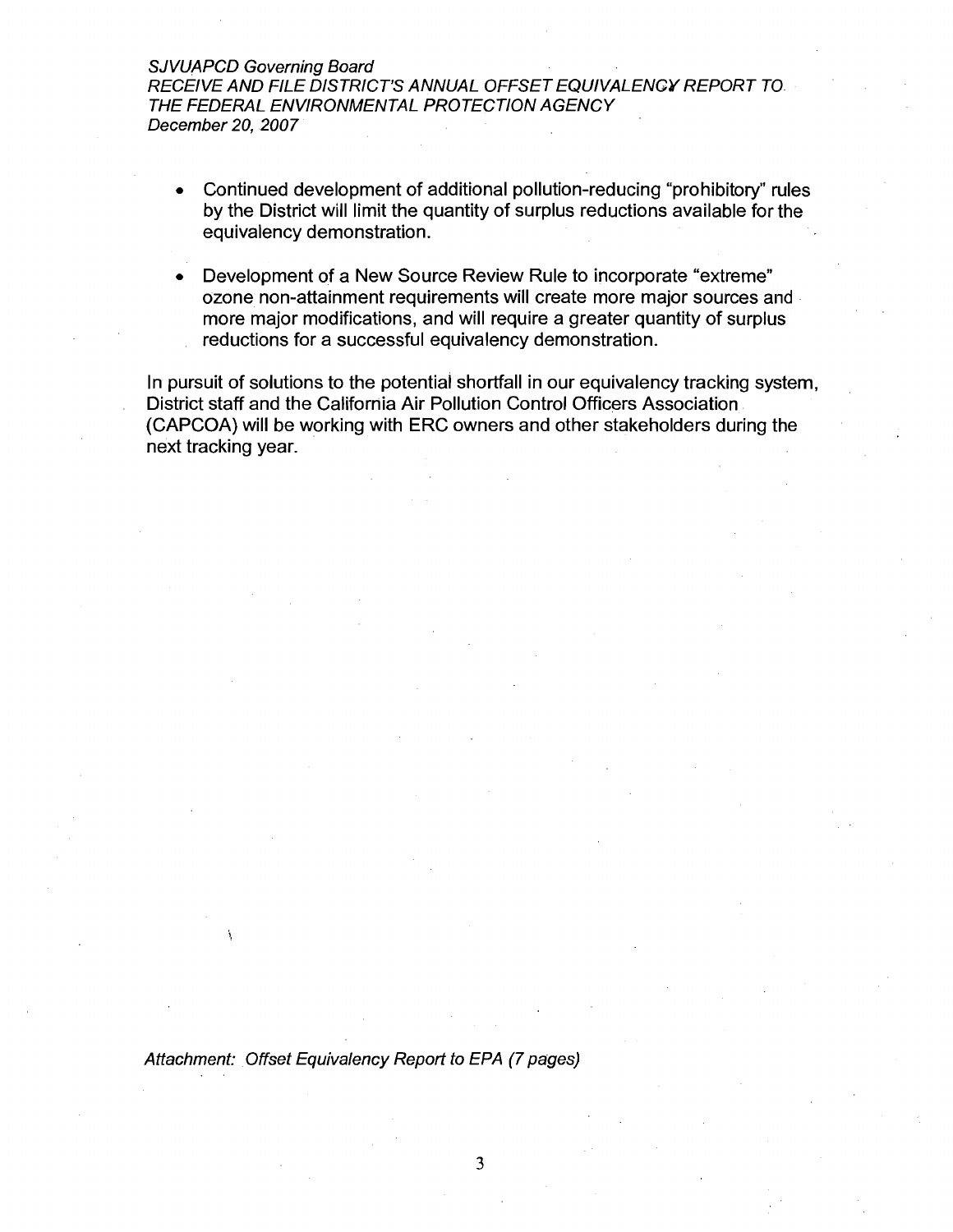- Continued development of additional pollution-reducing "prohibitory" rules by the District will limit the quantity of surplus reductions available for the equivalency demonstration.

- Development of a New Source Review Rule to incorporate "extreme" ozone non-attainment requirements will create more major sources and more major modifications, and will require a greater quantity of surplus reductions for a successful equivalency demonstration.

In pursuit of solutions to the potential shortfall in our equivalency tracking system, District staff and the California Air Pollution Control Officers Association (CAPCOA) will be working with ERC owners and other stakeholders during the next tracking year.

*Attachment: Offset Equivalency Report to EPA (7 pages)*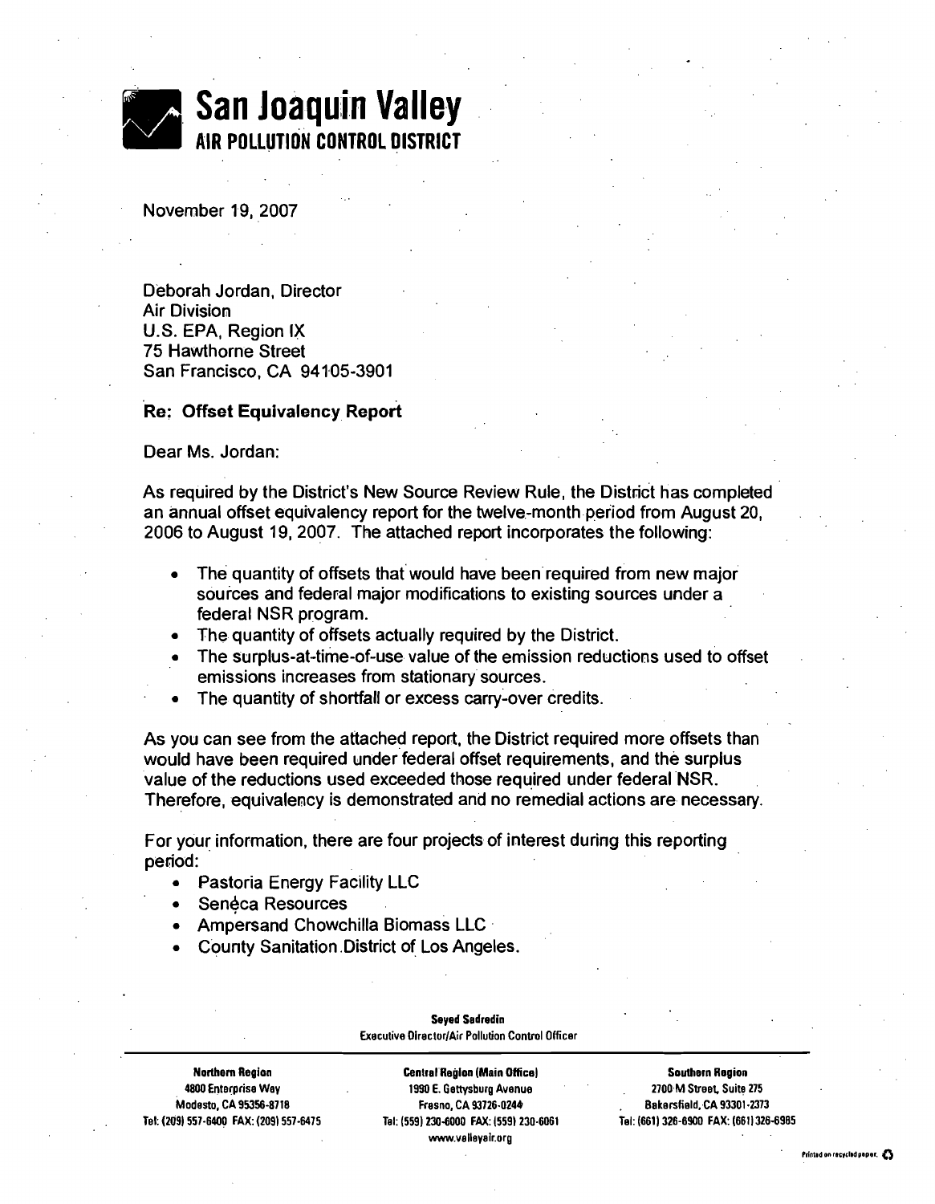# San Joaquin Valley
## AIR POLLUTION CONTROL DISTRICT

November 19, 2007

Deborah Jordan, Director
Air Division
U.S. EPA, Region IX
75 Hawthorne Street
San Francisco, CA 94105-3901

**Re: Offset Equivalency Report**

Dear Ms. Jordan:

As required by the District's New Source Review Rule, the District has completed an annual offset equivalency report for the twelve-month period from August 20, 2006 to August 19, 2007. The attached report incorporates the following:

- The quantity of offsets that would have been required from new major sources and federal major modifications to existing sources under a federal NSR program.
- The quantity of offsets actually required by the District.
- The surplus-at-time-of-use value of the emission reductions used to offset emissions increases from stationary sources.
- The quantity of shortfall or excess carry-over credits.

As you can see from the attached report, the District required more offsets than would have been required under federal offset requirements, and the surplus value of the reductions used exceeded those required under federal NSR. Therefore, equivalency is demonstrated and no remedial actions are necessary.

For your information, there are four projects of interest during this reporting period:

- Pastoria Energy Facility LLC
- Seneca Resources
- Ampersand Chowchilla Biomass LLC
- County Sanitation District of Los Angeles.

**Seyed Sadredin**
Executive Director/Air Pollution Control Officer

**Northern Region**
4800 Enterprise Way
Modesto, CA 95356-8718
Tel: (209) 557-6400 FAX: (209) 557-6475

**Central Region (Main Office)**
1990 E. Gettysburg Avenue
Fresno, CA 93726-0244
Tel: (559) 230-6000 FAX: (559) 230-6061
www.valleyair.org

**Southern Region**
2700 M Street, Suite 275
Bakersfield, CA 93301-2373
Tel: (661) 326-6900 FAX: (661) 326-6985

Printed on recycled paper.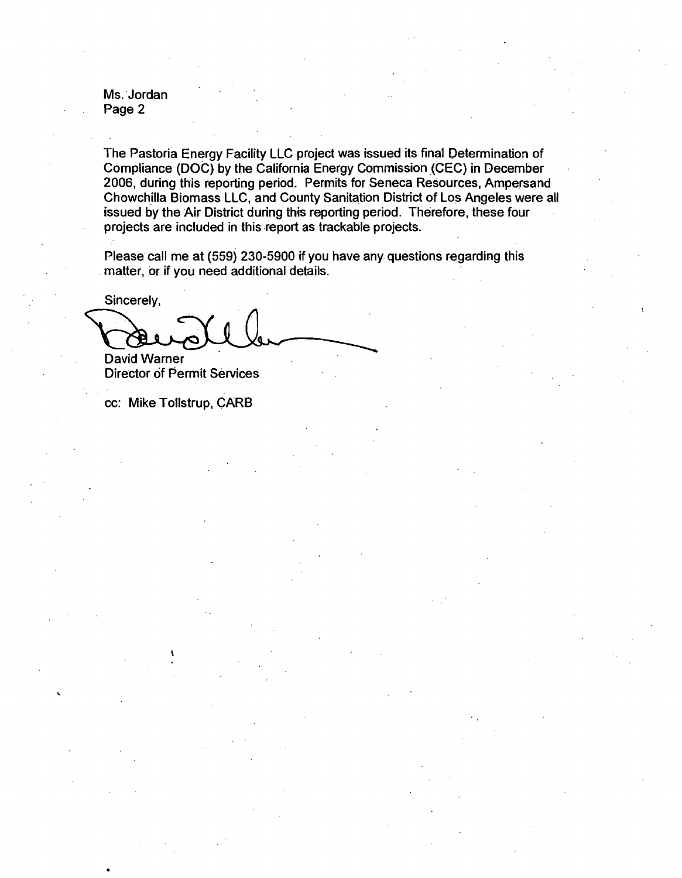Ms. Jordan
Page 2

The Pastoria Energy Facility LLC project was issued its final Determination of Compliance (DOC) by the California Energy Commission (CEC) in December 2006, during this reporting period. Permits for Seneca Resources, Ampersand Chowchilla Biomass LLC, and County Sanitation District of Los Angeles were all issued by the Air District during this reporting period. Therefore, these four projects are included in this report as trackable projects.

Please call me at (559) 230-5900 if you have any questions regarding this matter, or if you need additional details.

Sincerely,

David Warner
Director of Permit Services

cc: Mike Tollstrup, CARB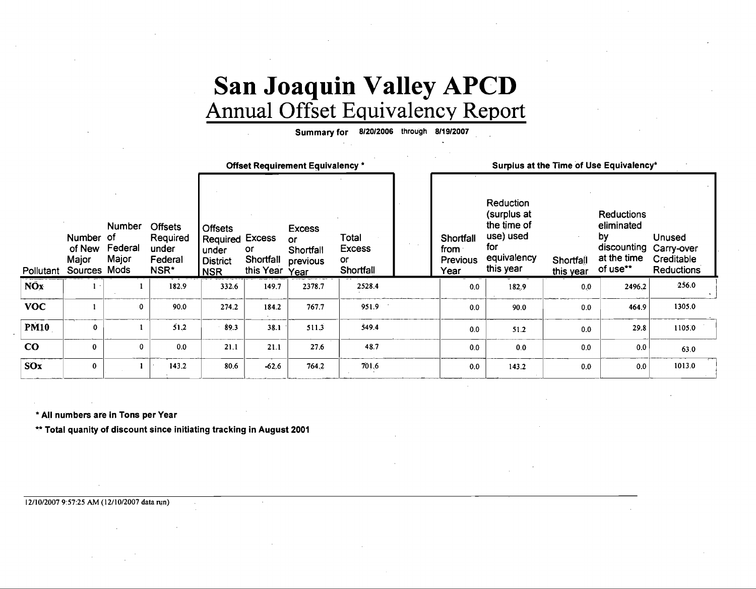# San Joaquin Valley APCD

## Annual Offset Equivalency Report

**Summary for 8/20/2006 through 8/19/2007**

| | | | | Offset Requirement Equivalency * | | | | Surplus at the Time of Use Equivalency* | | | | |
|---|---|---|---|---|---|---|---|---|---|---|---|---|
| Pollutant | Number of New Major Sources | Number of Federal Major Mods | Offsets Required under Federal NSR* | Offsets Required under District NSR | Excess or Shortfall this Year | Excess or Shortfall previous Year | Total Excess or Shortfall | Shortfall from Previous Year | Reduction (surplus at the time of use) used for equivalency this year | Shortfall this year | Reductions eliminated by discounting at the time of use** | Unused Carry-over Creditable Reductions |
| **NOx** | 1 | 1 | 182.9 | 332.6 | 149.7 | 2378.7 | 2528.4 | 0.0 | 182.9 | 0.0 | 2496.2 | 256.0 |
| **VOC** | 1 | 0 | 90.0 | 274.2 | 184.2 | 767.7 | 951.9 | 0.0 | 90.0 | 0.0 | 464.9 | 1305.0 |
| **PM10** | 0 | 1 | 51.2 | 89.3 | 38.1 | 511.3 | 549.4 | 0.0 | 51.2 | 0.0 | 29.8 | 1105.0 |
| **CO** | 0 | 0 | 0.0 | 21.1 | 21.1 | 27.6 | 48.7 | 0.0 | 0.0 | 0.0 | 0.0 | 63.0 |
| **SOx** | 0 | 1 | 143.2 | 80.6 | -62.6 | 764.2 | 701.6 | 0.0 | 143.2 | 0.0 | 0.0 | 1013.0 |

**\* All numbers are in Tons per Year**

**\*\* Total quanity of discount since initiating tracking in August 2001**

12/10/2007 9:57:25 AM (12/10/2007 data run)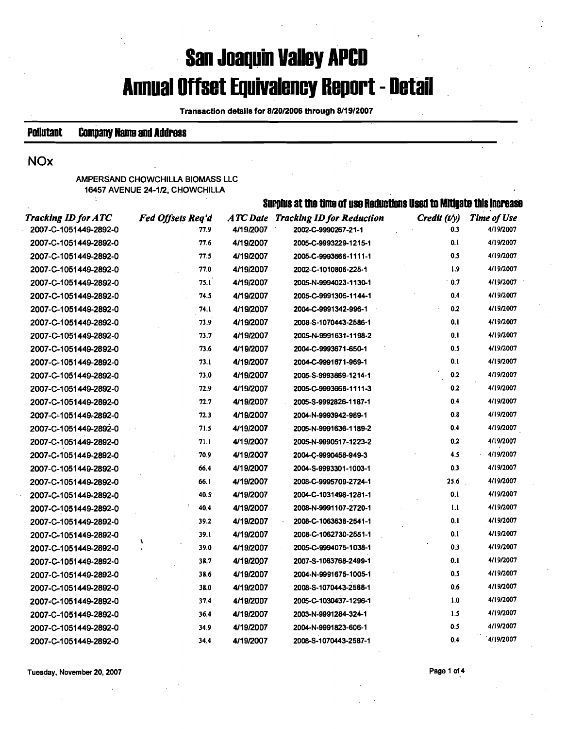# San Joaquin Valley APCD

# Annual Offset Equivalency Report - Detail

**Transaction details for 8/20/2006 through 8/19/2007**

**Pollutant** **Company Name and Address**

## NOx

AMPERSAND CHOWCHILLA BIOMASS LLC
16457 AVENUE 24-1/2, CHOWCHILLA

| *Tracking ID for ATC* | *Fed Offsets Req'd* | *ATC Date* | *Tracking ID for Reduction* | *Credit (t/y)* | *Time of Use* |
|---|---|---|---|---|---|
| | | | **Surplus at the time of use Reductions Used to Mitigate this Increase** | | |
| 2007-C-1051449-2892-0 | 77.9 | 4/19/2007 | 2002-C-9990267-21-1 | 0.3 | 4/19/2007 |
| 2007-C-1051449-2892-0 | 77.6 | 4/19/2007 | 2005-C-9993229-1215-1 | 0.1 | 4/19/2007 |
| 2007-C-1051449-2892-0 | 77.5 | 4/19/2007 | 2005-C-9993666-1111-1 | 0.5 | 4/19/2007 |
| 2007-C-1051449-2892-0 | 77.0 | 4/19/2007 | 2002-C-1010806-225-1 | 1.9 | 4/19/2007 |
| 2007-C-1051449-2892-0 | 75.1 | 4/19/2007 | 2005-N-9994023-1130-1 | 0.7 | 4/19/2007 |
| 2007-C-1051449-2892-0 | 74.5 | 4/19/2007 | 2005-C-9991305-1144-1 | 0.4 | 4/19/2007 |
| 2007-C-1051449-2892-0 | 74.1 | 4/19/2007 | 2004-C-9991342-996-1 | 0.2 | 4/19/2007 |
| 2007-C-1051449-2892-0 | 73.9 | 4/19/2007 | 2008-S-1070443-2586-1 | 0.1 | 4/19/2007 |
| 2007-C-1051449-2892-0 | 73.7 | 4/19/2007 | 2005-N-9991631-1198-2 | 0.1 | 4/19/2007 |
| 2007-C-1051449-2892-0 | 73.6 | 4/19/2007 | 2004-C-9993671-650-1 | 0.5 | 4/19/2007 |
| 2007-C-1051449-2892-0 | 73.1 | 4/19/2007 | 2004-C-9991671-969-1 | 0.1 | 4/19/2007 |
| 2007-C-1051449-2892-0 | 73.0 | 4/19/2007 | 2005-S-9993869-1214-1 | 0.2 | 4/19/2007 |
| 2007-C-1051449-2892-0 | 72.9 | 4/19/2007 | 2005-C-9993666-1111-3 | 0.2 | 4/19/2007 |
| 2007-C-1051449-2892-0 | 72.7 | 4/19/2007 | 2005-S-9992826-1187-1 | 0.4 | 4/19/2007 |
| 2007-C-1051449-2892-0 | 72.3 | 4/19/2007 | 2004-N-9993942-989-1 | 0.8 | 4/19/2007 |
| 2007-C-1051449-2892-0 | 71.5 | 4/19/2007 | 2005-N-9991636-1189-2 | 0.4 | 4/19/2007 |
| 2007-C-1051449-2892-0 | 71.1 | 4/19/2007 | 2005-N-9990517-1223-2 | 0.2 | 4/19/2007 |
| 2007-C-1051449-2892-0 | 70.9 | 4/19/2007 | 2004-C-9990458-949-3 | 4.5 | 4/19/2007 |
| 2007-C-1051449-2892-0 | 66.4 | 4/19/2007 | 2004-S-9993301-1003-1 | 0.3 | 4/19/2007 |
| 2007-C-1051449-2892-0 | 66.1 | 4/19/2007 | 2008-C-9995709-2724-1 | 25.6 | 4/19/2007 |
| 2007-C-1051449-2892-0 | 40.5 | 4/19/2007 | 2004-C-1031498-1281-1 | 0.1 | 4/19/2007 |
| 2007-C-1051449-2892-0 | 40.4 | 4/19/2007 | 2008-N-9991107-2720-1 | 1.1 | 4/19/2007 |
| 2007-C-1051449-2892-0 | 39.2 | 4/19/2007 | 2008-C-1063638-2541-1 | 0.1 | 4/19/2007 |
| 2007-C-1051449-2892-0 | 39.1 | 4/19/2007 | 2008-C-1062730-2551-1 | 0.1 | 4/19/2007 |
| 2007-C-1051449-2892-0 | 39.0 | 4/19/2007 | 2005-C-9994075-1038-1 | 0.3 | 4/19/2007 |
| 2007-C-1051449-2892-0 | 38.7 | 4/19/2007 | 2007-S-1063768-2499-1 | 0.1 | 4/19/2007 |
| 2007-C-1051449-2892-0 | 38.6 | 4/19/2007 | 2004-N-9991675-1005-1 | 0.5 | 4/19/2007 |
| 2007-C-1051449-2892-0 | 38.0 | 4/19/2007 | 2008-S-1070443-2588-1 | 0.6 | 4/19/2007 |
| 2007-C-1051449-2892-0 | 37.4 | 4/19/2007 | 2005-C-1030437-1296-1 | 1.0 | 4/19/2007 |
| 2007-C-1051449-2892-0 | 36.4 | 4/19/2007 | 2003-N-9991284-324-1 | 1.5 | 4/19/2007 |
| 2007-C-1051449-2892-0 | 34.9 | 4/19/2007 | 2004-N-9991823-606-1 | 0.5 | 4/19/2007 |
| 2007-C-1051449-2892-0 | 34.4 | 4/19/2007 | 2008-S-1070443-2587-1 | 0.4 | 4/19/2007 |

Tuesday, November 20, 2007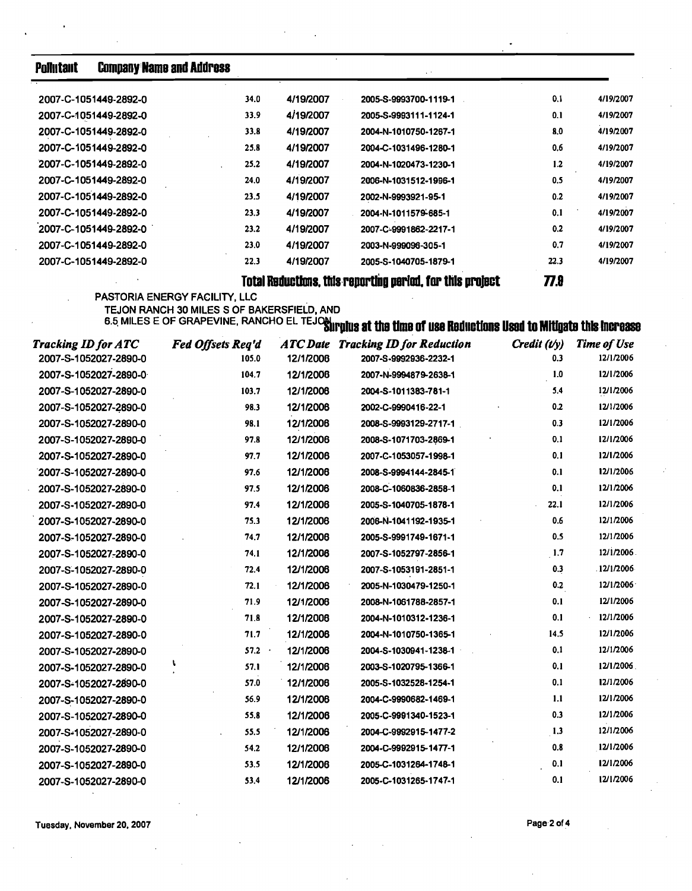**Pollutant** **Company Name and Address**

| | | | | | |
|---|---|---|---|---|---|
| 2007-C-1051449-2892-0 | 34.0 | 4/19/2007 | 2005-S-9993700-1119-1 | 0.1 | 4/19/2007 |
| 2007-C-1051449-2892-0 | 33.9 | 4/19/2007 | 2005-S-9993111-1124-1 | 0.1 | 4/19/2007 |
| 2007-C-1051449-2892-0 | 33.8 | 4/19/2007 | 2004-N-1010750-1267-1 | 8.0 | 4/19/2007 |
| 2007-C-1051449-2892-0 | 25.8 | 4/19/2007 | 2004-C-1031496-1280-1 | 0.6 | 4/19/2007 |
| 2007-C-1051449-2892-0 | 25.2 | 4/19/2007 | 2004-N-1020473-1230-1 | 1.2 | 4/19/2007 |
| 2007-C-1051449-2892-0 | 24.0 | 4/19/2007 | 2006-N-1031512-1996-1 | 0.5 | 4/19/2007 |
| 2007-C-1051449-2892-0 | 23.5 | 4/19/2007 | 2002-N-9993921-95-1 | 0.2 | 4/19/2007 |
| 2007-C-1051449-2892-0 | 23.3 | 4/19/2007 | 2004-N-1011579-685-1 | 0.1 | 4/19/2007 |
| 2007-C-1051449-2892-0 | 23.2 | 4/19/2007 | 2007-C-9991862-2217-1 | 0.2 | 4/19/2007 |
| 2007-C-1051449-2892-0 | 23.0 | 4/19/2007 | 2003-N-999096-305-1 | 0.7 | 4/19/2007 |
| 2007-C-1051449-2892-0 | 22.3 | 4/19/2007 | 2005-S-1040705-1879-1 | 22.3 | 4/19/2007 |

**Total Reductions, this reporting period, for this project** **77.9**

PASTORIA ENERGY FACILITY, LLC
TEJON RANCH 30 MILES S OF BAKERSFIELD, AND
6.5 MILES E OF GRAPEVINE, RANCHO EL TEJON

**Surplus at the time of use Reductions Used to Mitigate this Increase**

| *Tracking ID for ATC* | *Fed Offsets Req'd* | *ATC Date* | *Tracking ID for Reduction* | *Credit (t/y)* | *Time of Use* |
|---|---|---|---|---|---|
| 2007-S-1052027-2890-0 | 105.0 | 12/1/2006 | 2007-S-9992936-2232-1 | 0.3 | 12/1/2006 |
| 2007-S-1052027-2890-0 | 104.7 | 12/1/2006 | 2007-N-9994879-2638-1 | 1.0 | 12/1/2006 |
| 2007-S-1052027-2890-0 | 103.7 | 12/1/2006 | 2004-S-1011383-781-1 | 5.4 | 12/1/2006 |
| 2007-S-1052027-2890-0 | 98.3 | 12/1/2006 | 2002-C-9990416-22-1 | 0.2 | 12/1/2006 |
| 2007-S-1052027-2890-0 | 98.1 | 12/1/2006 | 2008-S-9993129-2717-1 | 0.3 | 12/1/2006 |
| 2007-S-1052027-2890-0 | 97.8 | 12/1/2006 | 2008-S-1071703-2869-1 | 0.1 | 12/1/2006 |
| 2007-S-1052027-2890-0 | 97.7 | 12/1/2006 | 2007-C-1053057-1998-1 | 0.1 | 12/1/2006 |
| 2007-S-1052027-2890-0 | 97.6 | 12/1/2006 | 2008-S-9994144-2845-1 | 0.1 | 12/1/2006 |
| 2007-S-1052027-2890-0 | 97.5 | 12/1/2006 | 2008-C-1060836-2858-1 | 0.1 | 12/1/2006 |
| 2007-S-1052027-2890-0 | 97.4 | 12/1/2006 | 2005-S-1040705-1878-1 | 22.1 | 12/1/2006 |
| 2007-S-1052027-2890-0 | 75.3 | 12/1/2006 | 2006-N-1041192-1935-1 | 0.6 | 12/1/2006 |
| 2007-S-1052027-2890-0 | 74.7 | 12/1/2006 | 2005-S-9991749-1671-1 | 0.5 | 12/1/2006 |
| 2007-S-1052027-2890-0 | 74.1 | 12/1/2006 | 2007-S-1052797-2856-1 | 1.7 | 12/1/2006 |
| 2007-S-1052027-2890-0 | 72.4 | 12/1/2006 | 2007-S-1053191-2851-1 | 0.3 | 12/1/2006 |
| 2007-S-1052027-2890-0 | 72.1 | 12/1/2006 | 2005-N-1030479-1250-1 | 0.2 | 12/1/2006 |
| 2007-S-1052027-2890-0 | 71.9 | 12/1/2006 | 2008-N-1061788-2857-1 | 0.1 | 12/1/2006 |
| 2007-S-1052027-2890-0 | 71.8 | 12/1/2006 | 2004-N-1010312-1236-1 | 0.1 | 12/1/2006 |
| 2007-S-1052027-2890-0 | 71.7 | 12/1/2006 | 2004-N-1010750-1365-1 | 14.5 | 12/1/2006 |
| 2007-S-1052027-2890-0 | 57.2 | 12/1/2006 | 2004-S-1030941-1238-1 | 0.1 | 12/1/2006 |
| 2007-S-1052027-2890-0 | 57.1 | 12/1/2006 | 2003-S-1020795-1366-1 | 0.1 | 12/1/2006 |
| 2007-S-1052027-2890-0 | 57.0 | 12/1/2006 | 2005-S-1032528-1254-1 | 0.1 | 12/1/2006 |
| 2007-S-1052027-2890-0 | 56.9 | 12/1/2006 | 2004-C-9990682-1469-1 | 1.1 | 12/1/2006 |
| 2007-S-1052027-2890-0 | 55.8 | 12/1/2006 | 2005-C-9991340-1523-1 | 0.3 | 12/1/2006 |
| 2007-S-1052027-2890-0 | 55.5 | 12/1/2006 | 2004-C-9992915-1477-2 | 1.3 | 12/1/2006 |
| 2007-S-1052027-2890-0 | 54.2 | 12/1/2006 | 2004-C-9992915-1477-1 | 0.8 | 12/1/2006 |
| 2007-S-1052027-2890-0 | 53.5 | 12/1/2006 | 2005-C-1031264-1748-1 | 0.1 | 12/1/2006 |
| 2007-S-1052027-2890-0 | 53.4 | 12/1/2006 | 2005-C-1031265-1747-1 | 0.1 | 12/1/2006 |

Tuesday, November 20, 2007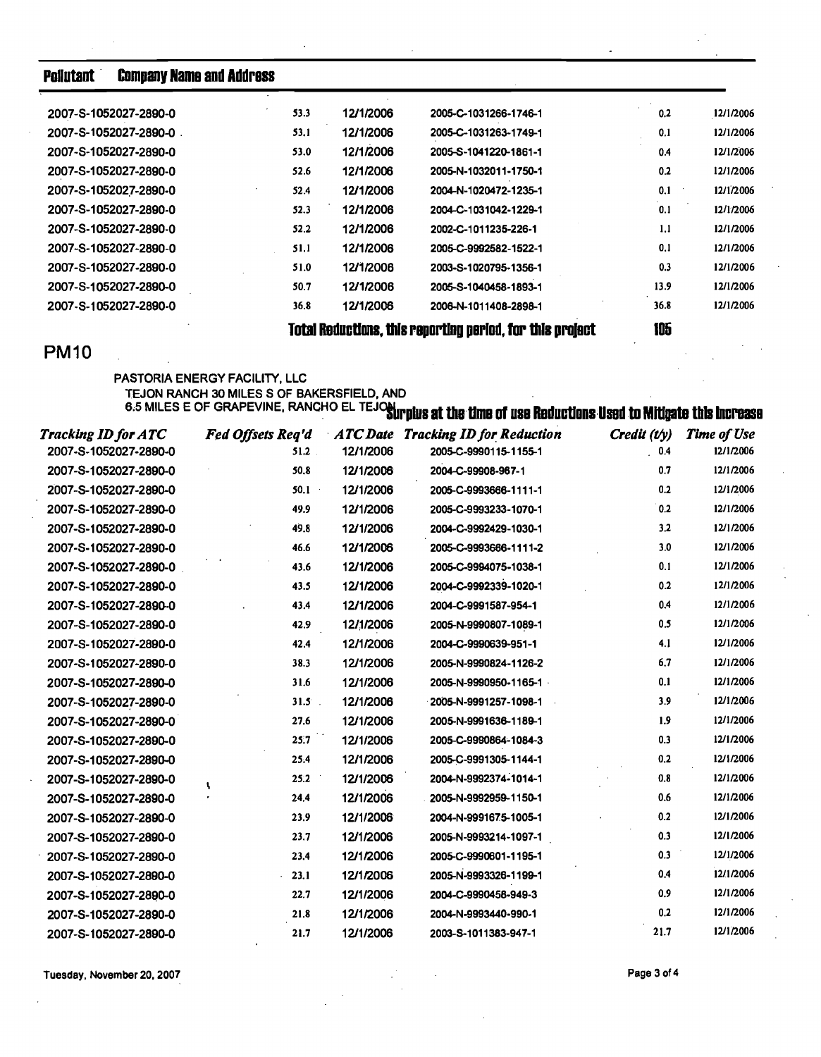| Pollutant | Company Name and Address | | | | |
|---|---|---|---|---|---|
| 2007-S-1052027-2890-0 | 53.3 | 12/1/2006 | 2005-C-1031266-1746-1 | 0.2 | 12/1/2006 |
| 2007-S-1052027-2890-0 | 53.1 | 12/1/2006 | 2005-C-1031263-1749-1 | 0.1 | 12/1/2006 |
| 2007-S-1052027-2890-0 | 53.0 | 12/1/2006 | 2005-S-1041220-1861-1 | 0.4 | 12/1/2006 |
| 2007-S-1052027-2890-0 | 52.6 | 12/1/2006 | 2005-N-1032011-1750-1 | 0.2 | 12/1/2006 |
| 2007-S-1052027-2890-0 | 52.4 | 12/1/2006 | 2004-N-1020472-1235-1 | 0.1 | 12/1/2006 |
| 2007-S-1052027-2890-0 | 52.3 | 12/1/2006 | 2004-C-1031042-1229-1 | 0.1 | 12/1/2006 |
| 2007-S-1052027-2890-0 | 52.2 | 12/1/2006 | 2002-C-1011235-226-1 | 1.1 | 12/1/2006 |
| 2007-S-1052027-2890-0 | 51.1 | 12/1/2006 | 2005-C-9992582-1522-1 | 0.1 | 12/1/2006 |
| 2007-S-1052027-2890-0 | 51.0 | 12/1/2006 | 2003-S-1020795-1356-1 | 0.3 | 12/1/2006 |
| 2007-S-1052027-2890-0 | 50.7 | 12/1/2006 | 2005-S-1040458-1893-1 | 13.9 | 12/1/2006 |
| 2007-S-1052027-2890-0 | 36.8 | 12/1/2006 | 2006-N-1011408-2898-1 | 36.8 | 12/1/2006 |

**Total Reductions, this reporting period, for this project** **105**

## PM10

PASTORIA ENERGY FACILITY, LLC
TEJON RANCH 30 MILES S OF BAKERSFIELD, AND
6.5 MILES E OF GRAPEVINE, RANCHO EL TEJON

**Surplus at the time of use Reductions Used to Mitigate this Increase**

| *Tracking ID for ATC* | *Fed Offsets Req'd* | *ATC Date* | *Tracking ID for Reduction* | *Credit (t/y)* | *Time of Use* |
|---|---|---|---|---|---|
| 2007-S-1052027-2890-0 | 51.2 | 12/1/2006 | 2005-C-9990115-1155-1 | 0.4 | 12/1/2006 |
| 2007-S-1052027-2890-0 | 50.8 | 12/1/2006 | 2004-C-99908-967-1 | 0.7 | 12/1/2006 |
| 2007-S-1052027-2890-0 | 50.1 | 12/1/2006 | 2005-C-9993666-1111-1 | 0.2 | 12/1/2006 |
| 2007-S-1052027-2890-0 | 49.9 | 12/1/2006 | 2005-C-9993233-1070-1 | 0.2 | 12/1/2006 |
| 2007-S-1052027-2890-0 | 49.8 | 12/1/2006 | 2004-C-9992429-1030-1 | 3.2 | 12/1/2006 |
| 2007-S-1052027-2890-0 | 46.6 | 12/1/2006 | 2005-C-9993666-1111-2 | 3.0 | 12/1/2006 |
| 2007-S-1052027-2890-0 | 43.6 | 12/1/2006 | 2005-C-9994075-1038-1 | 0.1 | 12/1/2006 |
| 2007-S-1052027-2890-0 | 43.5 | 12/1/2006 | 2004-C-9992339-1020-1 | 0.2 | 12/1/2006 |
| 2007-S-1052027-2890-0 | 43.4 | 12/1/2006 | 2004-C-9991587-954-1 | 0.4 | 12/1/2006 |
| 2007-S-1052027-2890-0 | 42.9 | 12/1/2006 | 2005-N-9990807-1089-1 | 0.5 | 12/1/2006 |
| 2007-S-1052027-2890-0 | 42.4 | 12/1/2006 | 2004-C-9990639-951-1 | 4.1 | 12/1/2006 |
| 2007-S-1052027-2890-0 | 38.3 | 12/1/2006 | 2005-N-9990824-1126-2 | 6.7 | 12/1/2006 |
| 2007-S-1052027-2890-0 | 31.6 | 12/1/2006 | 2005-N-9990950-1165-1 | 0.1 | 12/1/2006 |
| 2007-S-1052027-2890-0 | 31.5 | 12/1/2006 | 2005-N-9991257-1098-1 | 3.9 | 12/1/2006 |
| 2007-S-1052027-2890-0 | 27.6 | 12/1/2006 | 2005-N-9991636-1189-1 | 1.9 | 12/1/2006 |
| 2007-S-1052027-2890-0 | 25.7 | 12/1/2006 | 2005-C-9990864-1084-3 | 0.3 | 12/1/2006 |
| 2007-S-1052027-2890-0 | 25.4 | 12/1/2006 | 2005-C-9991305-1144-1 | 0.2 | 12/1/2006 |
| 2007-S-1052027-2890-0 | 25.2 | 12/1/2006 | 2004-N-9992374-1014-1 | 0.8 | 12/1/2006 |
| 2007-S-1052027-2890-0 | 24.4 | 12/1/2006 | 2005-N-9992959-1150-1 | 0.6 | 12/1/2006 |
| 2007-S-1052027-2890-0 | 23.9 | 12/1/2006 | 2004-N-9991675-1005-1 | 0.2 | 12/1/2006 |
| 2007-S-1052027-2890-0 | 23.7 | 12/1/2006 | 2005-N-9993214-1097-1 | 0.3 | 12/1/2006 |
| 2007-S-1052027-2890-0 | 23.4 | 12/1/2006 | 2005-C-9990601-1195-1 | 0.3 | 12/1/2006 |
| 2007-S-1052027-2890-0 | 23.1 | 12/1/2006 | 2005-N-9993326-1199-1 | 0.4 | 12/1/2006 |
| 2007-S-1052027-2890-0 | 22.7 | 12/1/2006 | 2004-C-9990458-949-3 | 0.9 | 12/1/2006 |
| 2007-S-1052027-2890-0 | 21.8 | 12/1/2006 | 2004-N-9993440-990-1 | 0.2 | 12/1/2006 |
| 2007-S-1052027-2890-0 | 21.7 | 12/1/2006 | 2003-S-1011383-947-1 | 21.7 | 12/1/2006 |

Tuesday, November 20, 2007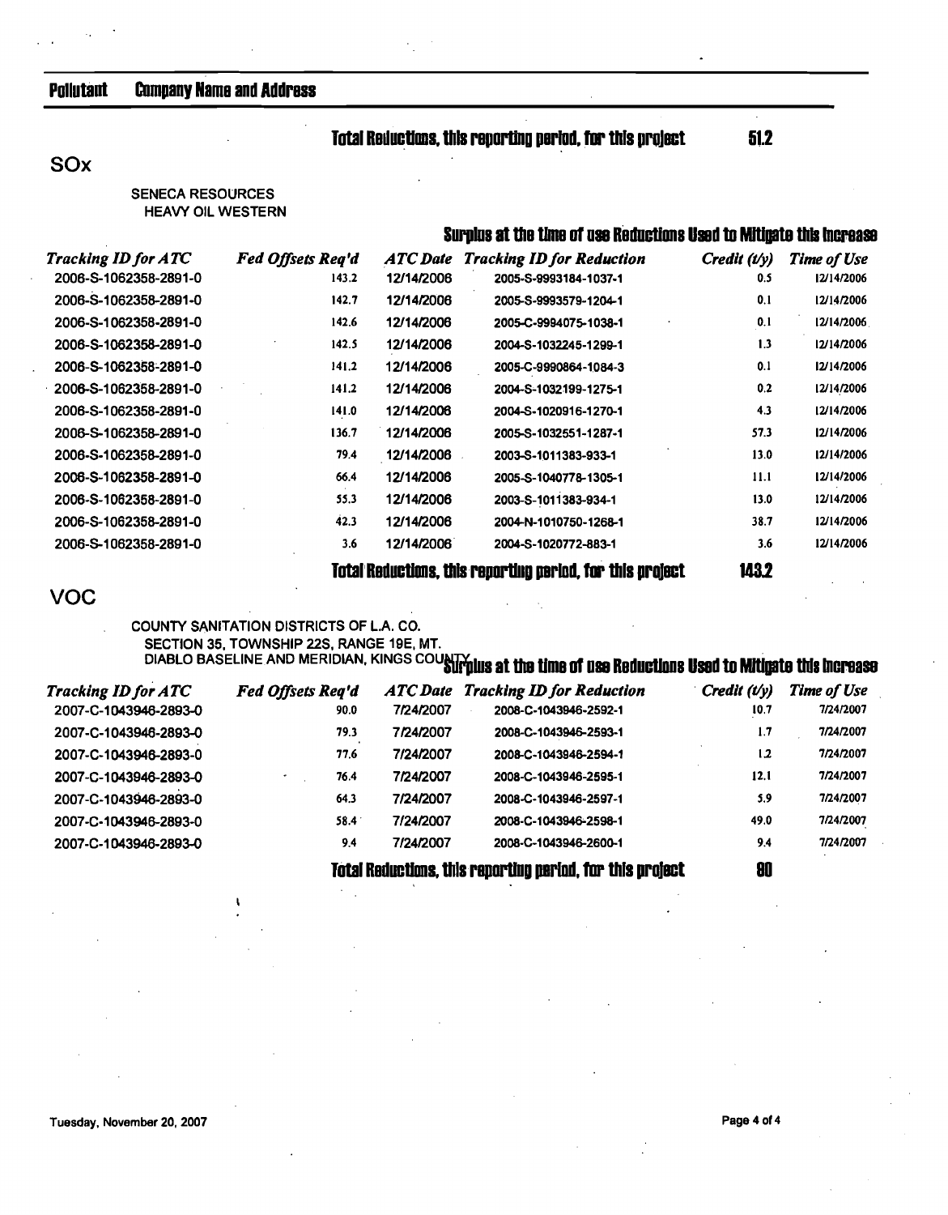| Pollutant | Company Name and Address |
|---|---|

**Total Reductions, this reporting period, for this project** **51.2**

## SOx

SENECA RESOURCES
HEAVY OIL WESTERN

**Surplus at the time of use Reductions Used to Mitigate this Increase**

| *Tracking ID for ATC* | *Fed Offsets Req'd* | *ATC Date* | *Tracking ID for Reduction* | *Credit (t/y)* | *Time of Use* |
|---|---|---|---|---|---|
| 2006-S-1062358-2891-0 | 143.2 | 12/14/2006 | 2005-S-9993184-1037-1 | 0.5 | 12/14/2006 |
| 2006-S-1062358-2891-0 | 142.7 | 12/14/2006 | 2005-S-9993579-1204-1 | 0.1 | 12/14/2006 |
| 2006-S-1062358-2891-0 | 142.6 | 12/14/2006 | 2005-C-9994075-1038-1 | 0.1 | 12/14/2006 |
| 2006-S-1062358-2891-0 | 142.5 | 12/14/2006 | 2004-S-1032245-1299-1 | 1.3 | 12/14/2006 |
| 2006-S-1062358-2891-0 | 141.2 | 12/14/2006 | 2005-C-9990864-1084-3 | 0.1 | 12/14/2006 |
| 2006-S-1062358-2891-0 | 141.2 | 12/14/2006 | 2004-S-1032199-1275-1 | 0.2 | 12/14/2006 |
| 2006-S-1062358-2891-0 | 141.0 | 12/14/2006 | 2004-S-1020916-1270-1 | 4.3 | 12/14/2006 |
| 2006-S-1062358-2891-0 | 136.7 | 12/14/2006 | 2005-S-1032551-1287-1 | 57.3 | 12/14/2006 |
| 2006-S-1062358-2891-0 | 79.4 | 12/14/2006 | 2003-S-1011383-933-1 | 13.0 | 12/14/2006 |
| 2006-S-1062358-2891-0 | 66.4 | 12/14/2006 | 2005-S-1040778-1305-1 | 11.1 | 12/14/2006 |
| 2006-S-1062358-2891-0 | 55.3 | 12/14/2006 | 2003-S-1011383-934-1 | 13.0 | 12/14/2006 |
| 2006-S-1062358-2891-0 | 42.3 | 12/14/2006 | 2004-N-1010750-1268-1 | 38.7 | 12/14/2006 |
| 2006-S-1062358-2891-0 | 3.6 | 12/14/2006 | 2004-S-1020772-883-1 | 3.6 | 12/14/2006 |

**Total Reductions, this reporting period, for this project** **143.2**

## VOC

COUNTY SANITATION DISTRICTS OF L.A. CO.
SECTION 35, TOWNSHIP 22S, RANGE 19E, MT.
DIABLO BASELINE AND MERIDIAN, KINGS COUNTY

**Surplus at the time of use Reductions Used to Mitigate this Increase**

| *Tracking ID for ATC* | *Fed Offsets Req'd* | *ATC Date* | *Tracking ID for Reduction* | *Credit (t/y)* | *Time of Use* |
|---|---|---|---|---|---|
| 2007-C-1043946-2893-0 | 90.0 | 7/24/2007 | 2008-C-1043946-2592-1 | 10.7 | 7/24/2007 |
| 2007-C-1043946-2893-0 | 79.3 | 7/24/2007 | 2008-C-1043946-2593-1 | 1.7 | 7/24/2007 |
| 2007-C-1043946-2893-0 | 77.6 | 7/24/2007 | 2008-C-1043946-2594-1 | 1.2 | 7/24/2007 |
| 2007-C-1043946-2893-0 | 76.4 | 7/24/2007 | 2008-C-1043946-2595-1 | 12.1 | 7/24/2007 |
| 2007-C-1043946-2893-0 | 64.3 | 7/24/2007 | 2008-C-1043946-2597-1 | 5.9 | 7/24/2007 |
| 2007-C-1043946-2893-0 | 58.4 | 7/24/2007 | 2008-C-1043946-2598-1 | 49.0 | 7/24/2007 |
| 2007-C-1043946-2893-0 | 9.4 | 7/24/2007 | 2008-C-1043946-2600-1 | 9.4 | 7/24/2007 |

**Total Reductions, this reporting period, for this project** **90**

Tuesday, November 20, 2007